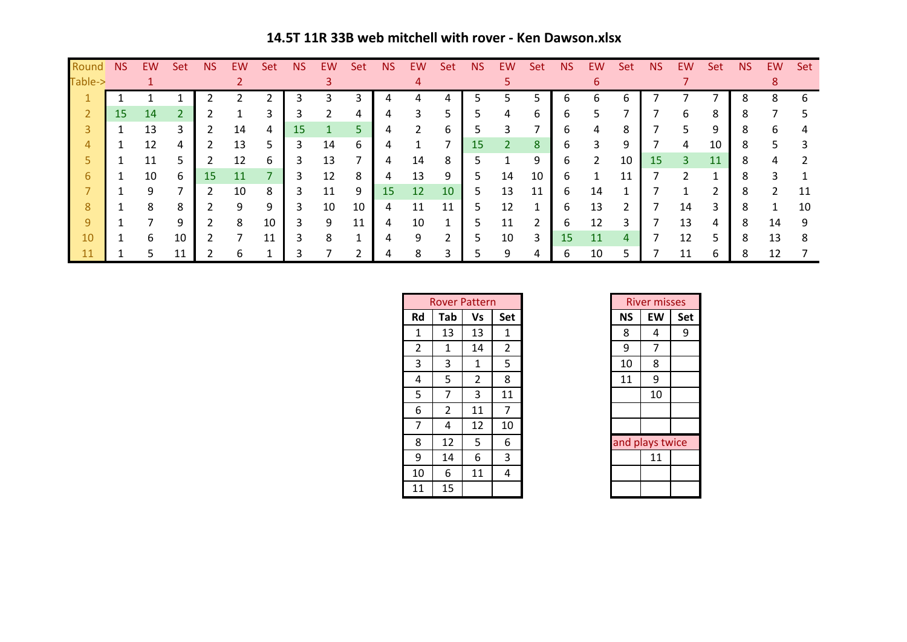# 14.5T 11R 33B web mitchell with rover - Ken Dawson.xlsx

| Round | NS | EW | Set | NS | EW | Set | NS | EW | Set | NS | EW | Set | NS | EW | Set | NS | EW | Set | NS | EW | Set | NS | EW | Set |
|---|---|---|---|---|---|---|---|---|---|---|---|---|---|---|---|---|---|---|---|---|---|---|---|---|
| Table-> | | 1 | | | 2 | | | 3 | | | 4 | | | 5 | | | 6 | | | 7 | | | 8 | |
| 1 | 1 | 1 | 1 | 2 | 2 | 2 | 3 | 3 | 3 | 4 | 4 | 4 | 5 | 5 | 5 | 6 | 6 | 6 | 7 | 7 | 7 | 8 | 8 | 6 |
| 2 | 15 | 14 | 2 | 2 | 1 | 3 | 3 | 2 | 4 | 4 | 3 | 5 | 5 | 4 | 6 | 6 | 5 | 7 | 7 | 6 | 8 | 8 | 7 | 5 |
| 3 | 1 | 13 | 3 | 2 | 14 | 4 | 15 | 1 | 5 | 4 | 2 | 6 | 5 | 3 | 7 | 6 | 4 | 8 | 7 | 5 | 9 | 8 | 6 | 4 |
| 4 | 1 | 12 | 4 | 2 | 13 | 5 | 3 | 14 | 6 | 4 | 1 | 7 | 15 | 2 | 8 | 6 | 3 | 9 | 7 | 4 | 10 | 8 | 5 | 3 |
| 5 | 1 | 11 | 5 | 2 | 12 | 6 | 3 | 13 | 7 | 4 | 14 | 8 | 5 | 1 | 9 | 6 | 2 | 10 | 15 | 3 | 11 | 8 | 4 | 2 |
| 6 | 1 | 10 | 6 | 15 | 11 | 7 | 3 | 12 | 8 | 4 | 13 | 9 | 5 | 14 | 10 | 6 | 1 | 11 | 7 | 2 | 1 | 8 | 3 | 1 |
| 7 | 1 | 9 | 7 | 2 | 10 | 8 | 3 | 11 | 9 | 15 | 12 | 10 | 5 | 13 | 11 | 6 | 14 | 1 | 7 | 1 | 2 | 8 | 2 | 11 |
| 8 | 1 | 8 | 8 | 2 | 9 | 9 | 3 | 10 | 10 | 4 | 11 | 11 | 5 | 12 | 1 | 6 | 13 | 2 | 7 | 14 | 3 | 8 | 1 | 10 |
| 9 | 1 | 7 | 9 | 2 | 8 | 10 | 3 | 9 | 11 | 4 | 10 | 1 | 5 | 11 | 2 | 6 | 12 | 3 | 7 | 13 | 4 | 8 | 14 | 9 |
| 10 | 1 | 6 | 10 | 2 | 7 | 11 | 3 | 8 | 1 | 4 | 9 | 2 | 5 | 10 | 3 | 15 | 11 | 4 | 7 | 12 | 5 | 8 | 13 | 8 |
| 11 | 1 | 5 | 11 | 2 | 6 | 1 | 3 | 7 | 2 | 4 | 8 | 3 | 5 | 9 | 4 | 6 | 10 | 5 | 7 | 11 | 6 | 8 | 12 | 7 |

| Rover Pattern | | | |
|---|---|---|---|
| Rd | Tab | Vs | Set |
| 1 | 13 | 13 | 1 |
| 2 | 1 | 14 | 2 |
| 3 | 3 | 1 | 5 |
| 4 | 5 | 2 | 8 |
| 5 | 7 | 3 | 11 |
| 6 | 2 | 11 | 7 |
| 7 | 4 | 12 | 10 |
| 8 | 12 | 5 | 6 |
| 9 | 14 | 6 | 3 |
| 10 | 6 | 11 | 4 |
| 11 | 15 | | |

| River misses | | |
|---|---|---|
| NS | EW | Set |
| 8 | 4 | 9 |
| 9 | 7 | |
| 10 | 8 | |
| 11 | 9 | |
| | 10 | |
| | | |
| | | |
| and plays twice | | |
| | 11 | |
| | | |
| | | |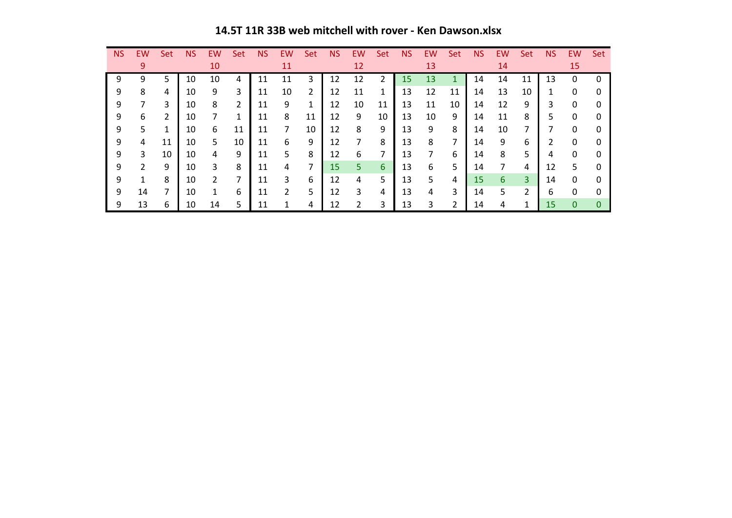# 14.5T 11R 33B web mitchell with rover - Ken Dawson.xlsx

| NS | EW | Set | NS | EW | Set | NS | EW | Set | NS | EW | Set | NS | EW | Set | NS | EW | Set | NS | EW | Set |
|---|---|---|---|---|---|---|---|---|---|---|---|---|---|---|---|---|---|---|---|---|
| | 9 | | | 10 | | | 11 | | | 12 | | | 13 | | | 14 | | | 15 | |
| 9 | 9 | 5 | 10 | 10 | 4 | 11 | 11 | 3 | 12 | 12 | 2 | 15 | 13 | 1 | 14 | 14 | 11 | 13 | 0 | 0 |
| 9 | 8 | 4 | 10 | 9 | 3 | 11 | 10 | 2 | 12 | 11 | 1 | 13 | 12 | 11 | 14 | 13 | 10 | 1 | 0 | 0 |
| 9 | 7 | 3 | 10 | 8 | 2 | 11 | 9 | 1 | 12 | 10 | 11 | 13 | 11 | 10 | 14 | 12 | 9 | 3 | 0 | 0 |
| 9 | 6 | 2 | 10 | 7 | 1 | 11 | 8 | 11 | 12 | 9 | 10 | 13 | 10 | 9 | 14 | 11 | 8 | 5 | 0 | 0 |
| 9 | 5 | 1 | 10 | 6 | 11 | 11 | 7 | 10 | 12 | 8 | 9 | 13 | 9 | 8 | 14 | 10 | 7 | 7 | 0 | 0 |
| 9 | 4 | 11 | 10 | 5 | 10 | 11 | 6 | 9 | 12 | 7 | 8 | 13 | 8 | 7 | 14 | 9 | 6 | 2 | 0 | 0 |
| 9 | 3 | 10 | 10 | 4 | 9 | 11 | 5 | 8 | 12 | 6 | 7 | 13 | 7 | 6 | 14 | 8 | 5 | 4 | 0 | 0 |
| 9 | 2 | 9 | 10 | 3 | 8 | 11 | 4 | 7 | 15 | 5 | 6 | 13 | 6 | 5 | 14 | 7 | 4 | 12 | 5 | 0 |
| 9 | 1 | 8 | 10 | 2 | 7 | 11 | 3 | 6 | 12 | 4 | 5 | 13 | 5 | 4 | 15 | 6 | 3 | 14 | 0 | 0 |
| 9 | 14 | 7 | 10 | 1 | 6 | 11 | 2 | 5 | 12 | 3 | 4 | 13 | 4 | 3 | 14 | 5 | 2 | 6 | 0 | 0 |
| 9 | 13 | 6 | 10 | 14 | 5 | 11 | 1 | 4 | 12 | 2 | 3 | 13 | 3 | 2 | 14 | 4 | 1 | 15 | 0 | 0 |